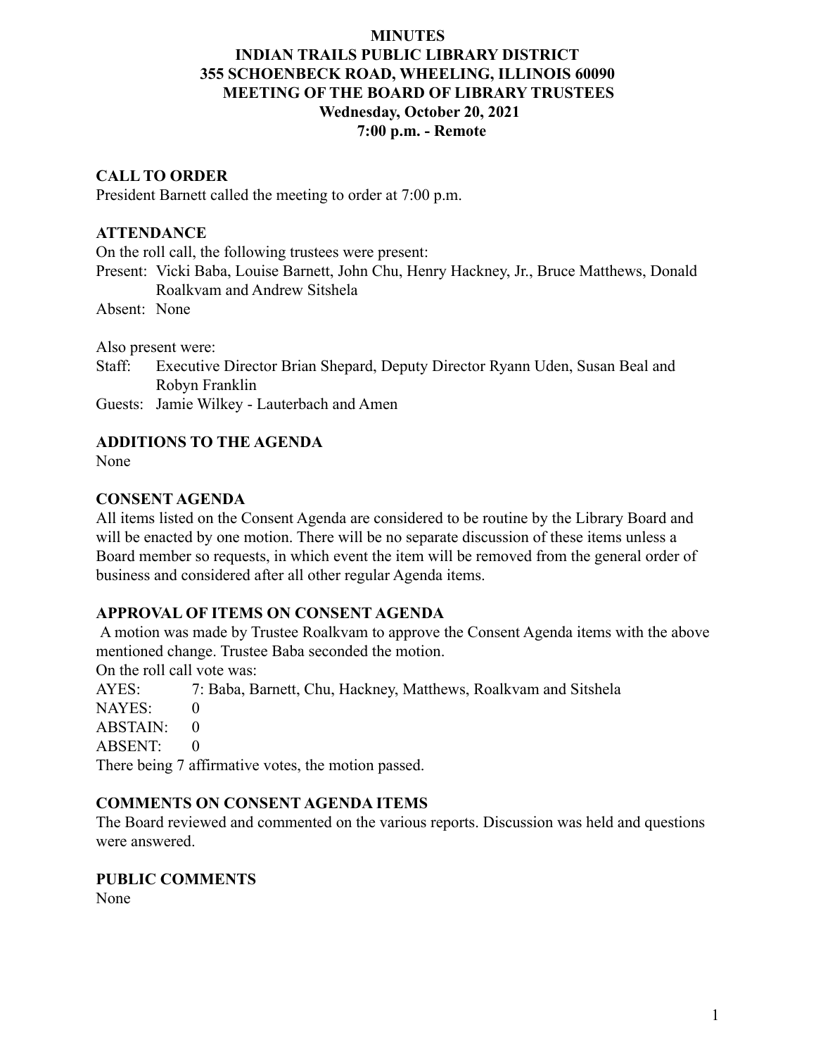**MINUTES**
**INDIAN TRAILS PUBLIC LIBRARY DISTRICT**
**355 SCHOENBECK ROAD, WHEELING, ILLINOIS 60090**
**MEETING OF THE BOARD OF LIBRARY TRUSTEES**
**Wednesday, October 20, 2021**
**7:00 p.m. - Remote**

## CALL TO ORDER

President Barnett called the meeting to order at 7:00 p.m.

## ATTENDANCE

On the roll call, the following trustees were present:

Present: Vicki Baba, Louise Barnett, John Chu, Henry Hackney, Jr., Bruce Matthews, Donald Roalkvam and Andrew Sitshela

Absent: None

Also present were:

Staff: Executive Director Brian Shepard, Deputy Director Ryann Uden, Susan Beal and Robyn Franklin

Guests: Jamie Wilkey - Lauterbach and Amen

## ADDITIONS TO THE AGENDA

None

## CONSENT AGENDA

All items listed on the Consent Agenda are considered to be routine by the Library Board and will be enacted by one motion. There will be no separate discussion of these items unless a Board member so requests, in which event the item will be removed from the general order of business and considered after all other regular Agenda items.

## APPROVAL OF ITEMS ON CONSENT AGENDA

A motion was made by Trustee Roalkvam to approve the Consent Agenda items with the above mentioned change. Trustee Baba seconded the motion.

On the roll call vote was:

AYES: 7: Baba, Barnett, Chu, Hackney, Matthews, Roalkvam and Sitshela
NAYES: 0
ABSTAIN: 0
ABSENT: 0

There being 7 affirmative votes, the motion passed.

## COMMENTS ON CONSENT AGENDA ITEMS

The Board reviewed and commented on the various reports. Discussion was held and questions were answered.

## PUBLIC COMMENTS

None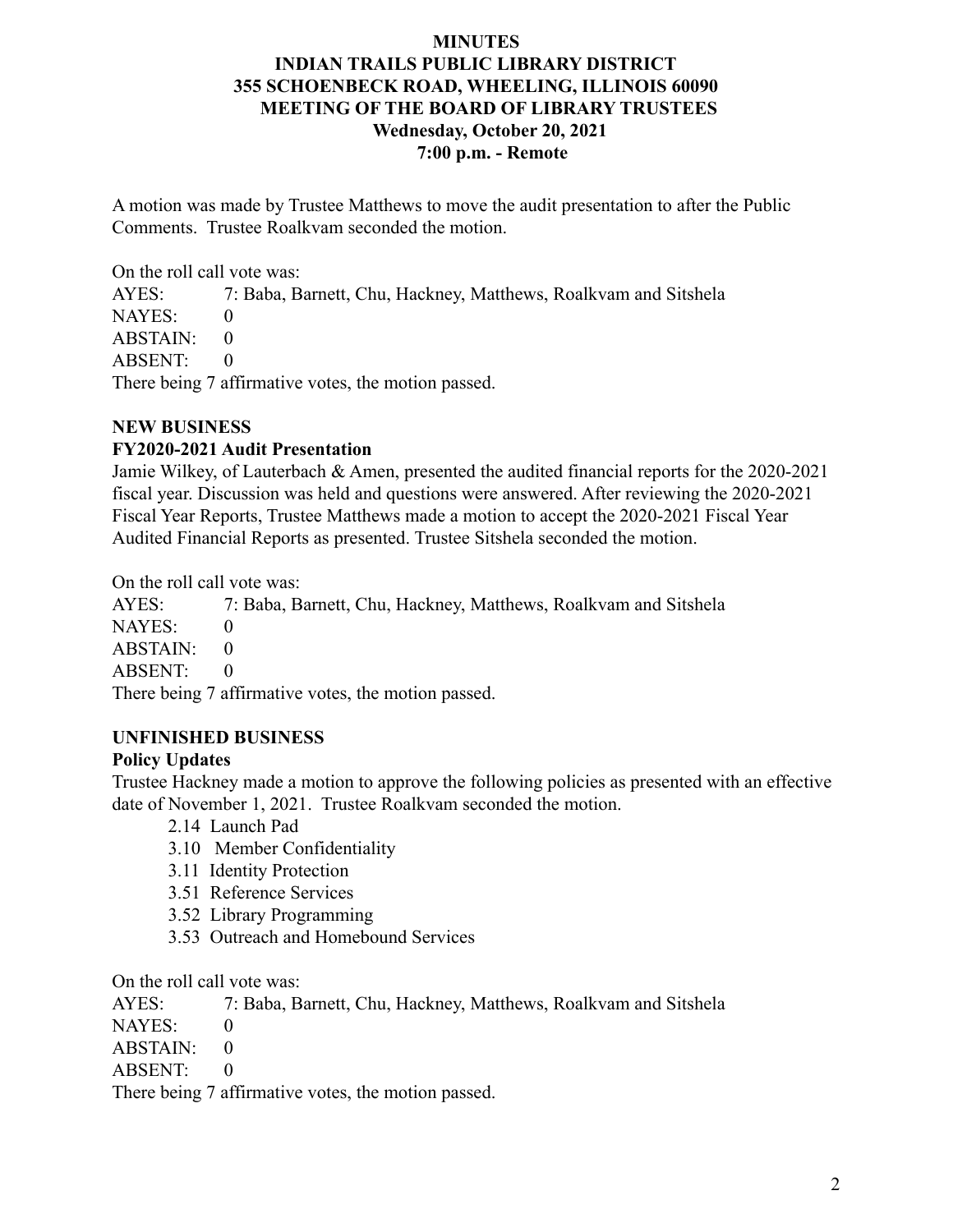**MINUTES**
**INDIAN TRAILS PUBLIC LIBRARY DISTRICT**
**355 SCHOENBECK ROAD, WHEELING, ILLINOIS 60090**
**MEETING OF THE BOARD OF LIBRARY TRUSTEES**
**Wednesday, October 20, 2021**
**7:00 p.m. - Remote**

A motion was made by Trustee Matthews to move the audit presentation to after the Public Comments. Trustee Roalkvam seconded the motion.

On the roll call vote was:
AYES: 7: Baba, Barnett, Chu, Hackney, Matthews, Roalkvam and Sitshela
NAYES: 0
ABSTAIN: 0
ABSENT: 0
There being 7 affirmative votes, the motion passed.

**NEW BUSINESS**

**FY2020-2021 Audit Presentation**

Jamie Wilkey, of Lauterbach & Amen, presented the audited financial reports for the 2020-2021 fiscal year. Discussion was held and questions were answered. After reviewing the 2020-2021 Fiscal Year Reports, Trustee Matthews made a motion to accept the 2020-2021 Fiscal Year Audited Financial Reports as presented. Trustee Sitshela seconded the motion.

On the roll call vote was:
AYES: 7: Baba, Barnett, Chu, Hackney, Matthews, Roalkvam and Sitshela
NAYES: 0
ABSTAIN: 0
ABSENT: 0
There being 7 affirmative votes, the motion passed.

**UNFINISHED BUSINESS**

**Policy Updates**

Trustee Hackney made a motion to approve the following policies as presented with an effective date of November 1, 2021. Trustee Roalkvam seconded the motion.

- 2.14 Launch Pad
- 3.10 Member Confidentiality
- 3.11 Identity Protection
- 3.51 Reference Services
- 3.52 Library Programming
- 3.53 Outreach and Homebound Services

On the roll call vote was:
AYES: 7: Baba, Barnett, Chu, Hackney, Matthews, Roalkvam and Sitshela
NAYES: 0
ABSTAIN: 0
ABSENT: 0
There being 7 affirmative votes, the motion passed.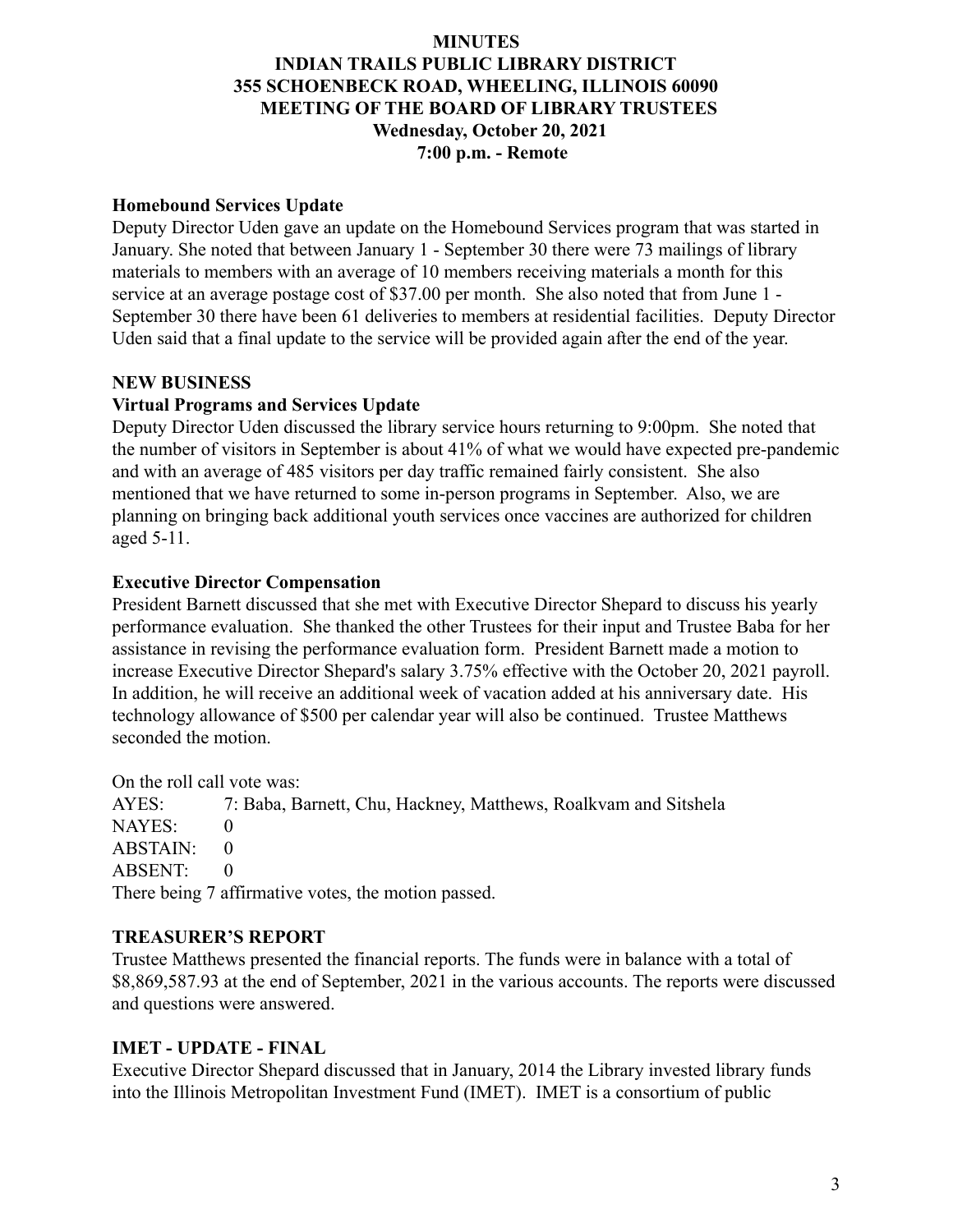**MINUTES**
**INDIAN TRAILS PUBLIC LIBRARY DISTRICT**
**355 SCHOENBECK ROAD, WHEELING, ILLINOIS 60090**
**MEETING OF THE BOARD OF LIBRARY TRUSTEES**
**Wednesday, October 20, 2021**
**7:00 p.m. - Remote**

**Homebound Services Update**

Deputy Director Uden gave an update on the Homebound Services program that was started in January. She noted that between January 1 - September 30 there were 73 mailings of library materials to members with an average of 10 members receiving materials a month for this service at an average postage cost of $37.00 per month. She also noted that from June 1 - September 30 there have been 61 deliveries to members at residential facilities. Deputy Director Uden said that a final update to the service will be provided again after the end of the year.

## NEW BUSINESS

**Virtual Programs and Services Update**

Deputy Director Uden discussed the library service hours returning to 9:00pm. She noted that the number of visitors in September is about 41% of what we would have expected pre-pandemic and with an average of 485 visitors per day traffic remained fairly consistent. She also mentioned that we have returned to some in-person programs in September. Also, we are planning on bringing back additional youth services once vaccines are authorized for children aged 5-11.

**Executive Director Compensation**

President Barnett discussed that she met with Executive Director Shepard to discuss his yearly performance evaluation. She thanked the other Trustees for their input and Trustee Baba for her assistance in revising the performance evaluation form. President Barnett made a motion to increase Executive Director Shepard's salary 3.75% effective with the October 20, 2021 payroll. In addition, he will receive an additional week of vacation added at his anniversary date. His technology allowance of $500 per calendar year will also be continued. Trustee Matthews seconded the motion.

On the roll call vote was:

AYES: 7: Baba, Barnett, Chu, Hackney, Matthews, Roalkvam and Sitshela
NAYES: 0
ABSTAIN: 0
ABSENT: 0

There being 7 affirmative votes, the motion passed.

## TREASURER'S REPORT

Trustee Matthews presented the financial reports. The funds were in balance with a total of $8,869,587.93 at the end of September, 2021 in the various accounts. The reports were discussed and questions were answered.

## IMET - UPDATE - FINAL

Executive Director Shepard discussed that in January, 2014 the Library invested library funds into the Illinois Metropolitan Investment Fund (IMET). IMET is a consortium of public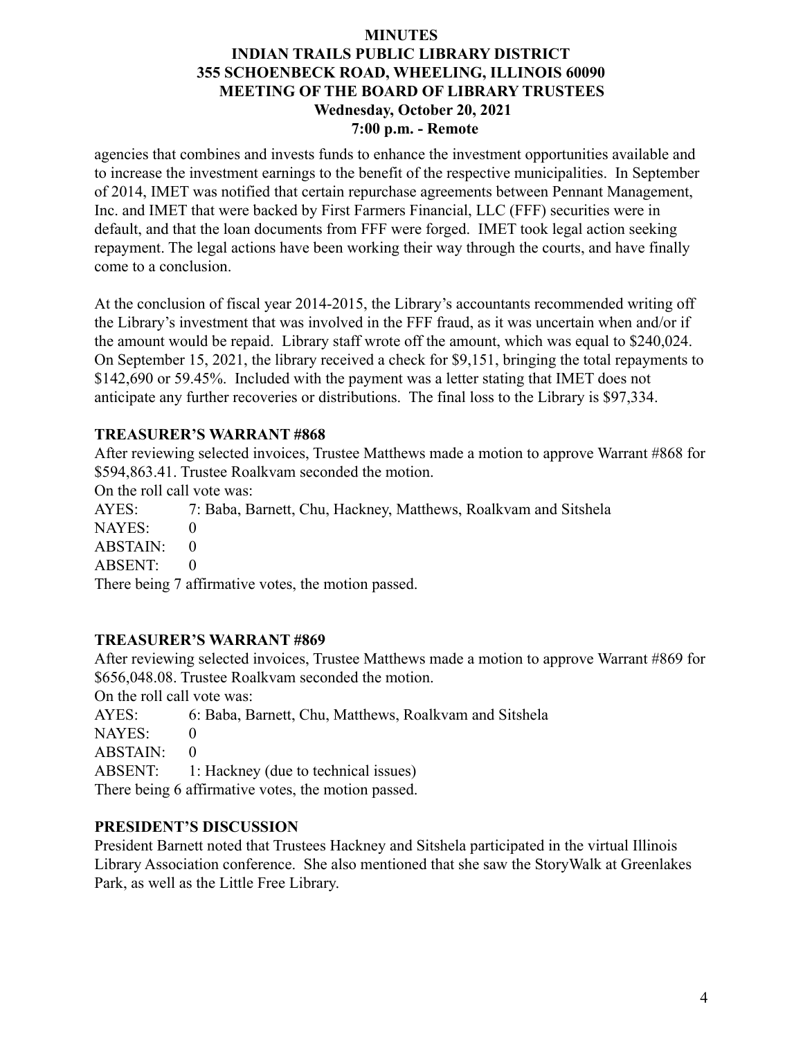agencies that combines and invests funds to enhance the investment opportunities available and to increase the investment earnings to the benefit of the respective municipalities. In September of 2014, IMET was notified that certain repurchase agreements between Pennant Management, Inc. and IMET that were backed by First Farmers Financial, LLC (FFF) securities were in default, and that the loan documents from FFF were forged. IMET took legal action seeking repayment. The legal actions have been working their way through the courts, and have finally come to a conclusion.

At the conclusion of fiscal year 2014-2015, the Library's accountants recommended writing off the Library's investment that was involved in the FFF fraud, as it was uncertain when and/or if the amount would be repaid. Library staff wrote off the amount, which was equal to $240,024. On September 15, 2021, the library received a check for $9,151, bringing the total repayments to $142,690 or 59.45%. Included with the payment was a letter stating that IMET does not anticipate any further recoveries or distributions. The final loss to the Library is $97,334.

**TREASURER'S WARRANT #868**

After reviewing selected invoices, Trustee Matthews made a motion to approve Warrant #868 for $594,863.41. Trustee Roalkvam seconded the motion.

On the roll call vote was:

AYES: 7: Baba, Barnett, Chu, Hackney, Matthews, Roalkvam and Sitshela
NAYES: 0
ABSTAIN: 0
ABSENT: 0

There being 7 affirmative votes, the motion passed.

**TREASURER'S WARRANT #869**

After reviewing selected invoices, Trustee Matthews made a motion to approve Warrant #869 for $656,048.08. Trustee Roalkvam seconded the motion.

On the roll call vote was:

AYES: 6: Baba, Barnett, Chu, Matthews, Roalkvam and Sitshela
NAYES: 0
ABSTAIN: 0
ABSENT: 1: Hackney (due to technical issues)

There being 6 affirmative votes, the motion passed.

**PRESIDENT'S DISCUSSION**

President Barnett noted that Trustees Hackney and Sitshela participated in the virtual Illinois Library Association conference. She also mentioned that she saw the StoryWalk at Greenlakes Park, as well as the Little Free Library.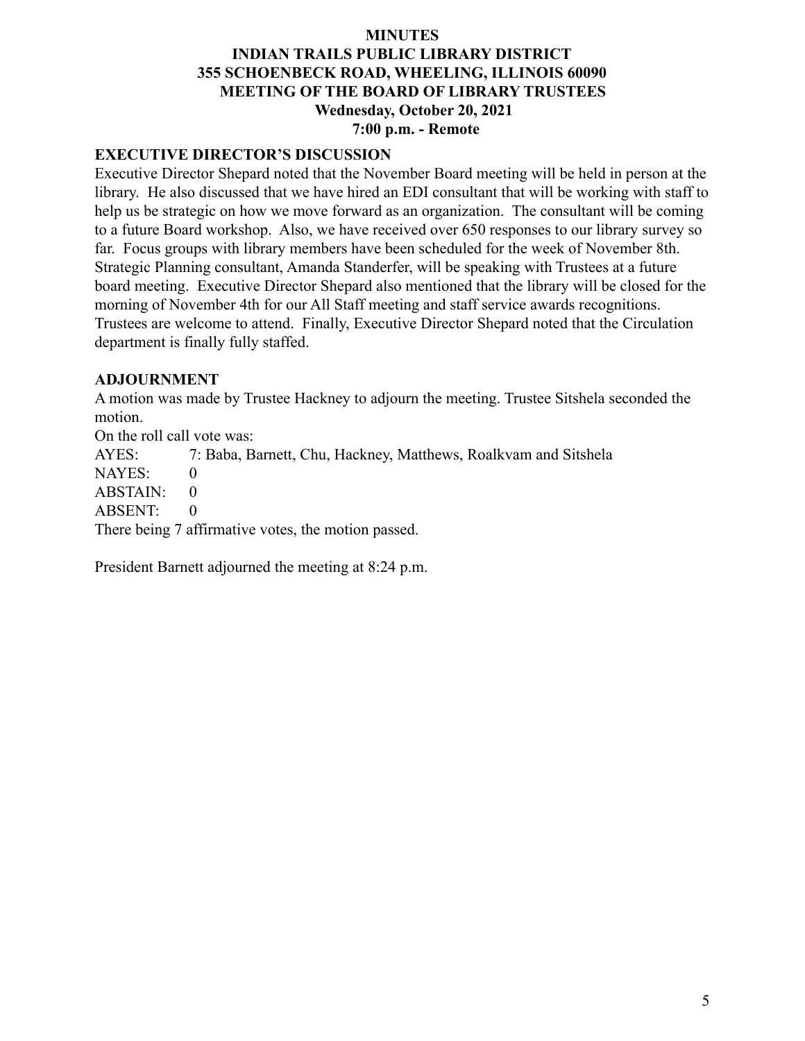**MINUTES**
**INDIAN TRAILS PUBLIC LIBRARY DISTRICT**
**355 SCHOENBECK ROAD, WHEELING, ILLINOIS 60090**
**MEETING OF THE BOARD OF LIBRARY TRUSTEES**
**Wednesday, October 20, 2021**
**7:00 p.m. - Remote**

## EXECUTIVE DIRECTOR'S DISCUSSION

Executive Director Shepard noted that the November Board meeting will be held in person at the library. He also discussed that we have hired an EDI consultant that will be working with staff to help us be strategic on how we move forward as an organization. The consultant will be coming to a future Board workshop. Also, we have received over 650 responses to our library survey so far. Focus groups with library members have been scheduled for the week of November 8th. Strategic Planning consultant, Amanda Standerfer, will be speaking with Trustees at a future board meeting. Executive Director Shepard also mentioned that the library will be closed for the morning of November 4th for our All Staff meeting and staff service awards recognitions. Trustees are welcome to attend. Finally, Executive Director Shepard noted that the Circulation department is finally fully staffed.

## ADJOURNMENT

A motion was made by Trustee Hackney to adjourn the meeting. Trustee Sitshela seconded the motion.

On the roll call vote was:

| | |
|---|---|
| AYES: | 7: Baba, Barnett, Chu, Hackney, Matthews, Roalkvam and Sitshela |
| NAYES: | 0 |
| ABSTAIN: | 0 |
| ABSENT: | 0 |

There being 7 affirmative votes, the motion passed.

President Barnett adjourned the meeting at 8:24 p.m.